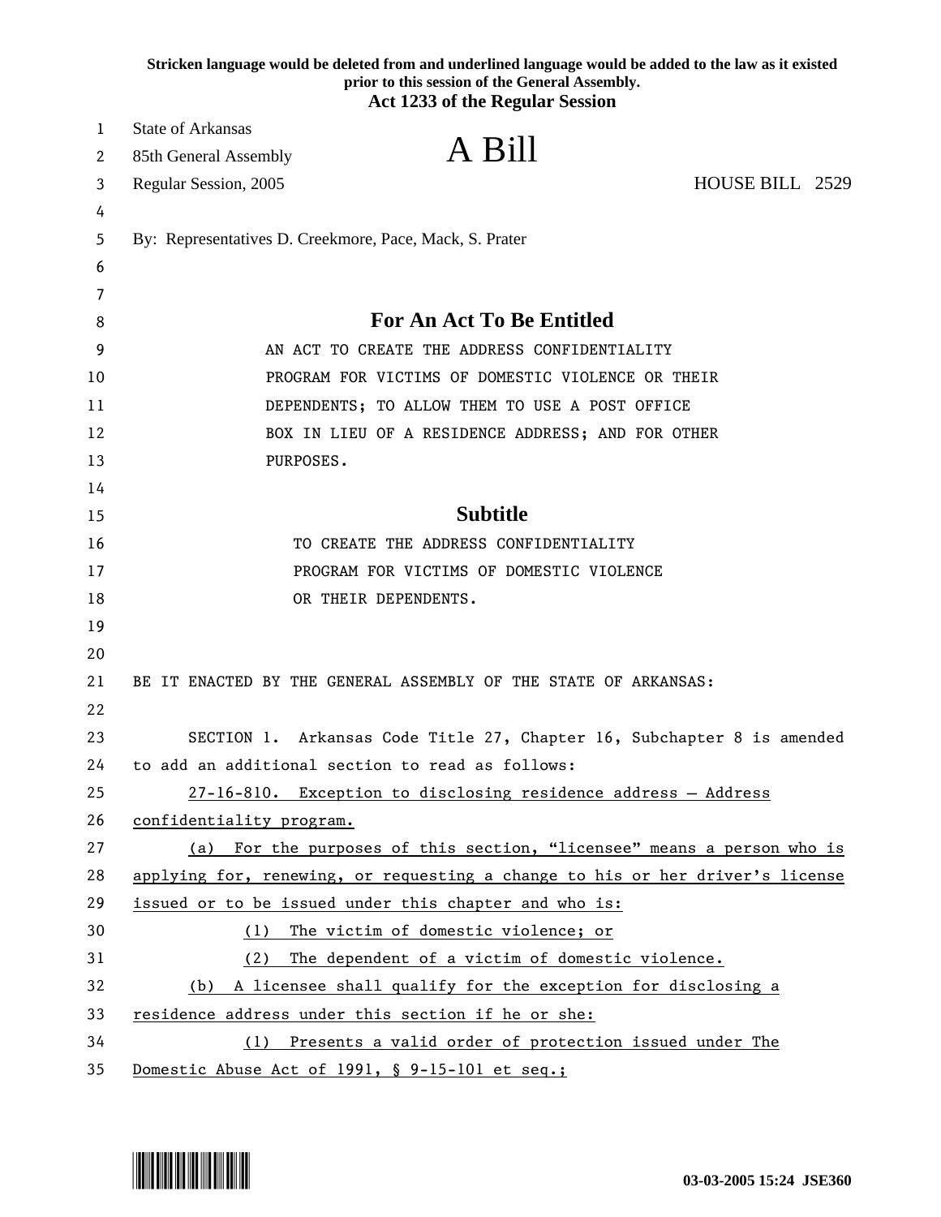**Stricken language would be deleted from and underlined language would be added to the law as it existed prior to this session of the General Assembly.**

**Act 1233 of the Regular Session**

State of Arkansas
85th General Assembly
Regular Session, 2005

# A Bill

HOUSE BILL 2529

By: Representatives D. Creekmore, Pace, Mack, S. Prater

## For An Act To Be Entitled

AN ACT TO CREATE THE ADDRESS CONFIDENTIALITY PROGRAM FOR VICTIMS OF DOMESTIC VIOLENCE OR THEIR DEPENDENTS; TO ALLOW THEM TO USE A POST OFFICE BOX IN LIEU OF A RESIDENCE ADDRESS; AND FOR OTHER PURPOSES.

## Subtitle

TO CREATE THE ADDRESS CONFIDENTIALITY PROGRAM FOR VICTIMS OF DOMESTIC VIOLENCE OR THEIR DEPENDENTS.

BE IT ENACTED BY THE GENERAL ASSEMBLY OF THE STATE OF ARKANSAS:

SECTION 1. Arkansas Code Title 27, Chapter 16, Subchapter 8 is amended to add an additional section to read as follows:

<u>27-16-810. Exception to disclosing residence address – Address confidentiality program.</u>

<u>(a) For the purposes of this section, "licensee" means a person who is applying for, renewing, or requesting a change to his or her driver's license issued or to be issued under this chapter and who is:</u>

<u>(1) The victim of domestic violence; or</u>

<u>(2) The dependent of a victim of domestic violence.</u>

<u>(b) A licensee shall qualify for the exception for disclosing a residence address under this section if he or she:</u>

<u>(1) Presents a valid order of protection issued under The Domestic Abuse Act of 1991, § 9-15-101 et seq.;</u>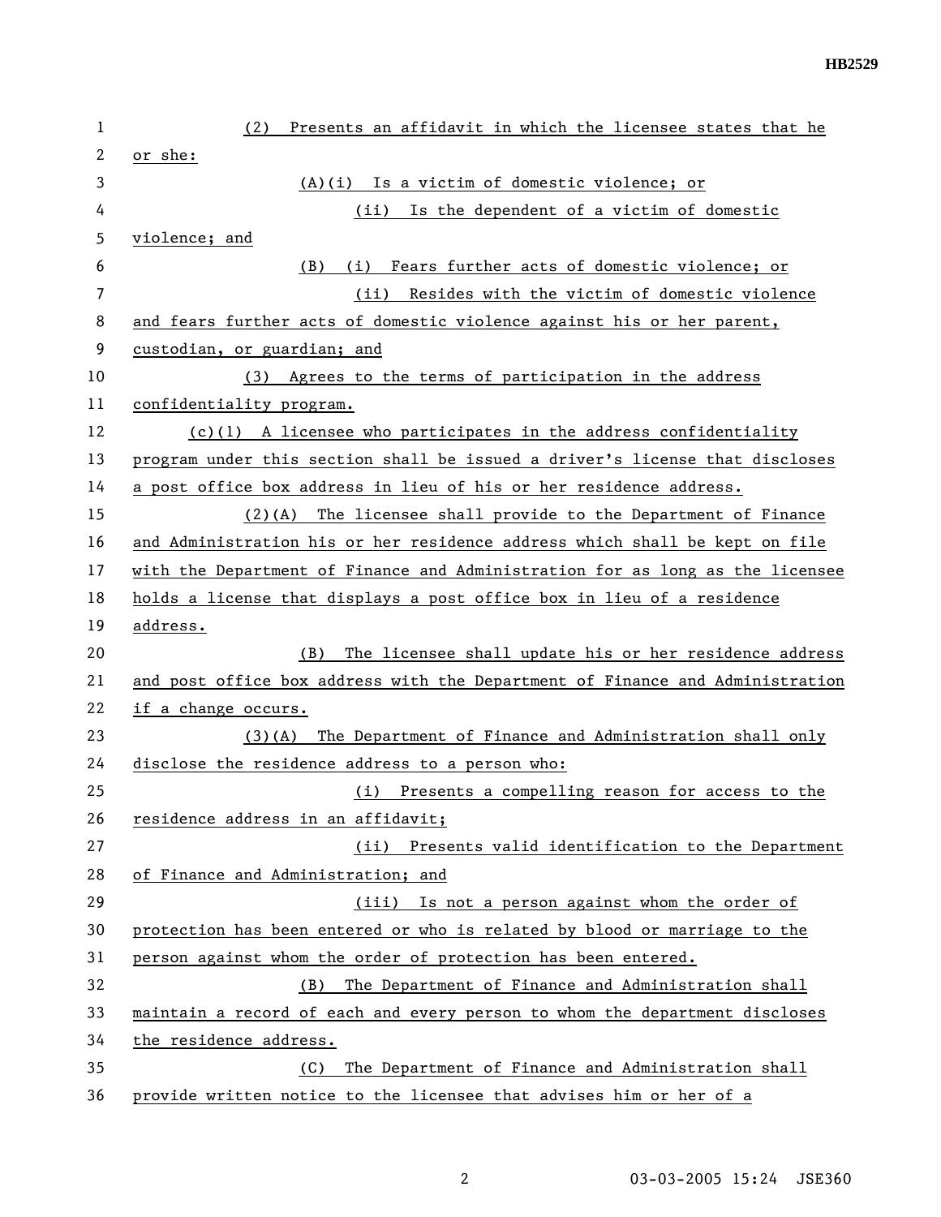(2) Presents an affidavit in which the licensee states that he or she:

(A)(i) Is a victim of domestic violence; or

(ii) Is the dependent of a victim of domestic violence; and

(B) (i) Fears further acts of domestic violence; or

(ii) Resides with the victim of domestic violence and fears further acts of domestic violence against his or her parent, custodian, or guardian; and

(3) Agrees to the terms of participation in the address confidentiality program.

(c)(1) A licensee who participates in the address confidentiality program under this section shall be issued a driver's license that discloses a post office box address in lieu of his or her residence address.

(2)(A) The licensee shall provide to the Department of Finance and Administration his or her residence address which shall be kept on file with the Department of Finance and Administration for as long as the licensee holds a license that displays a post office box in lieu of a residence address.

(B) The licensee shall update his or her residence address and post office box address with the Department of Finance and Administration if a change occurs.

(3)(A) The Department of Finance and Administration shall only disclose the residence address to a person who:

(i) Presents a compelling reason for access to the residence address in an affidavit;

(ii) Presents valid identification to the Department of Finance and Administration; and

(iii) Is not a person against whom the order of protection has been entered or who is related by blood or marriage to the person against whom the order of protection has been entered.

(B) The Department of Finance and Administration shall maintain a record of each and every person to whom the department discloses the residence address.

(C) The Department of Finance and Administration shall provide written notice to the licensee that advises him or her of a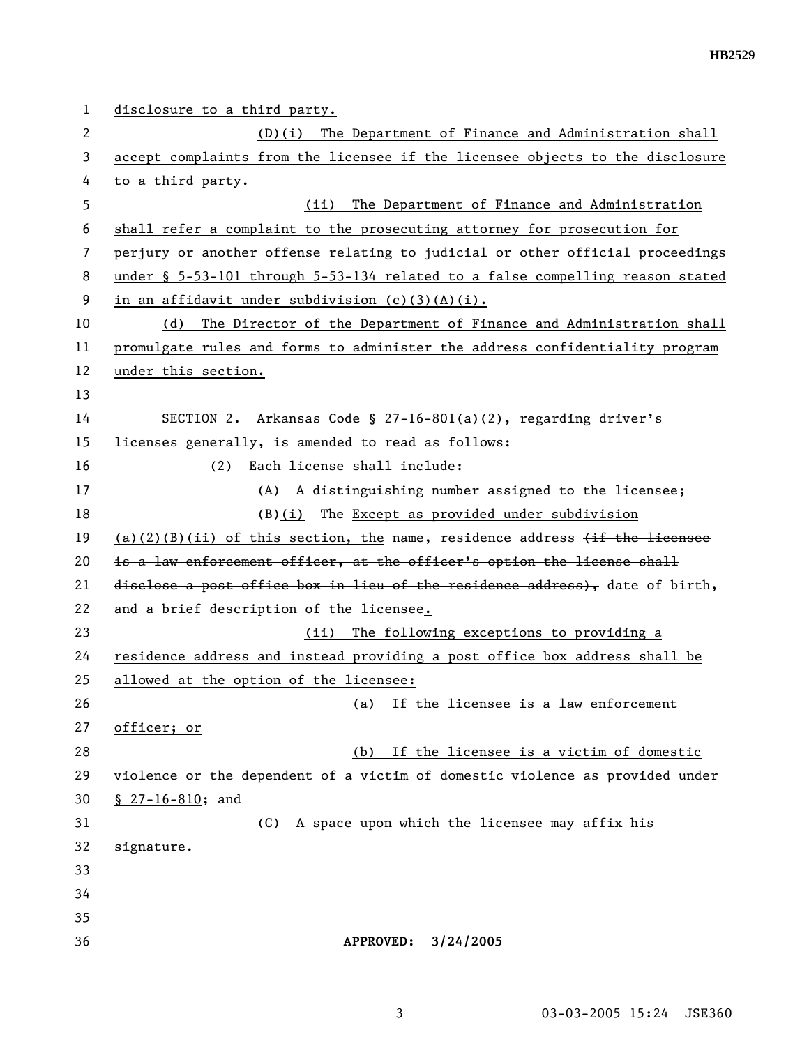disclosure to a third party.

(D)(i) The Department of Finance and Administration shall accept complaints from the licensee if the licensee objects to the disclosure to a third party.

(ii) The Department of Finance and Administration shall refer a complaint to the prosecuting attorney for prosecution for perjury or another offense relating to judicial or other official proceedings under § 5-53-101 through 5-53-134 related to a false compelling reason stated in an affidavit under subdivision (c)(3)(A)(i).

(d) The Director of the Department of Finance and Administration shall promulgate rules and forms to administer the address confidentiality program under this section.

SECTION 2. Arkansas Code § 27-16-801(a)(2), regarding driver's licenses generally, is amended to read as follows:

(2) Each license shall include:

(A) A distinguishing number assigned to the licensee;

(B)(i) ~~The~~ Except as provided under subdivision (a)(2)(B)(ii) of this section, the name, residence address ~~(if the licensee is a law enforcement officer, at the officer's option the license shall disclose a post office box in lieu of the residence address),~~ date of birth, and a brief description of the licensee.

(ii) The following exceptions to providing a residence address and instead providing a post office box address shall be allowed at the option of the licensee:

(a) If the licensee is a law enforcement officer; or

(b) If the licensee is a victim of domestic violence or the dependent of a victim of domestic violence as provided under § 27-16-810; and

(C) A space upon which the licensee may affix his signature.

**APPROVED: 3/24/2005**